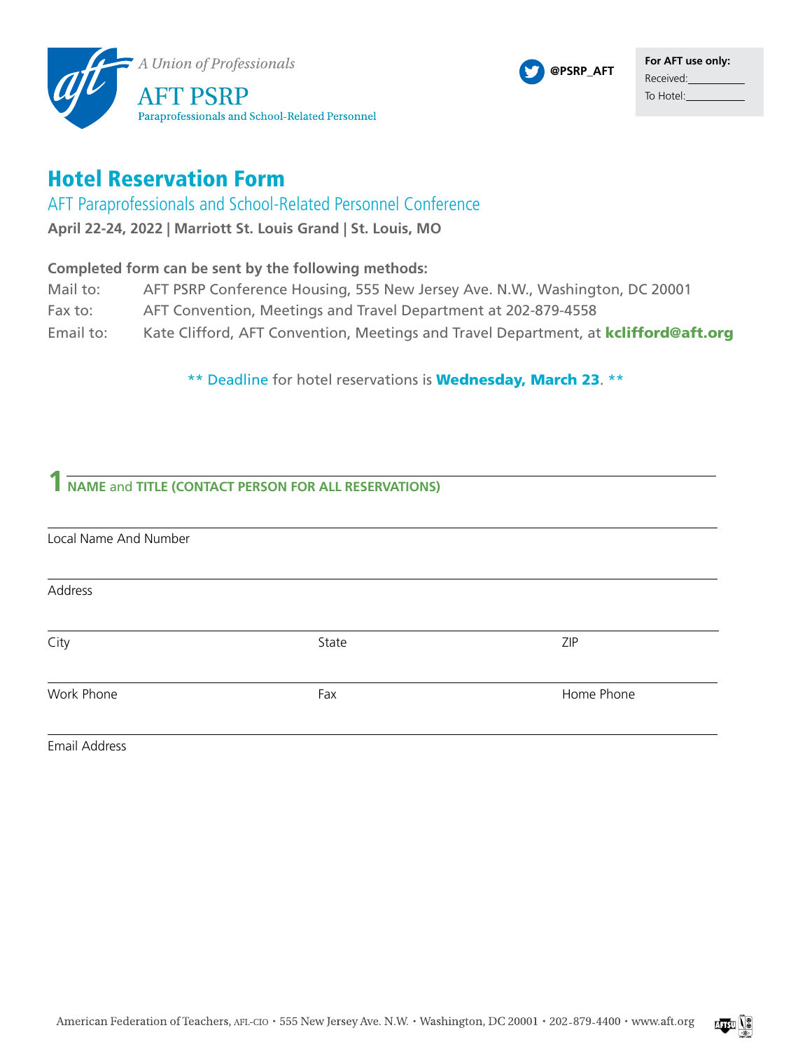A Union of Professionals

AFT PSRP

Paraprofessionals and School-Related Personnel

@PSRP_AFT

**For AFT use only:**
Received:\_\_\_\_\_\_\_\_\_\_
To Hotel:\_\_\_\_\_\_\_\_\_\_

# Hotel Reservation Form

## AFT Paraprofessionals and School-Related Personnel Conference

**April 22-24, 2022 | Marriott St. Louis Grand | St. Louis, MO**

**Completed form can be sent by the following methods:**

Mail to: AFT PSRP Conference Housing, 555 New Jersey Ave. N.W., Washington, DC 20001

Fax to: AFT Convention, Meetings and Travel Department at 202-879-4558

Email to: Kate Clifford, AFT Convention, Meetings and Travel Department, at **kclifford@aft.org**

** Deadline for hotel reservations is **Wednesday, March 23**. **

### 1 NAME and TITLE (CONTACT PERSON FOR ALL RESERVATIONS)

Local Name And Number

Address

City | State | ZIP

Work Phone | Fax | Home Phone

Email Address

American Federation of Teachers, AFL-CIO • 555 New Jersey Ave. N.W. • Washington, DC 20001 • 202-879-4400 • www.aft.org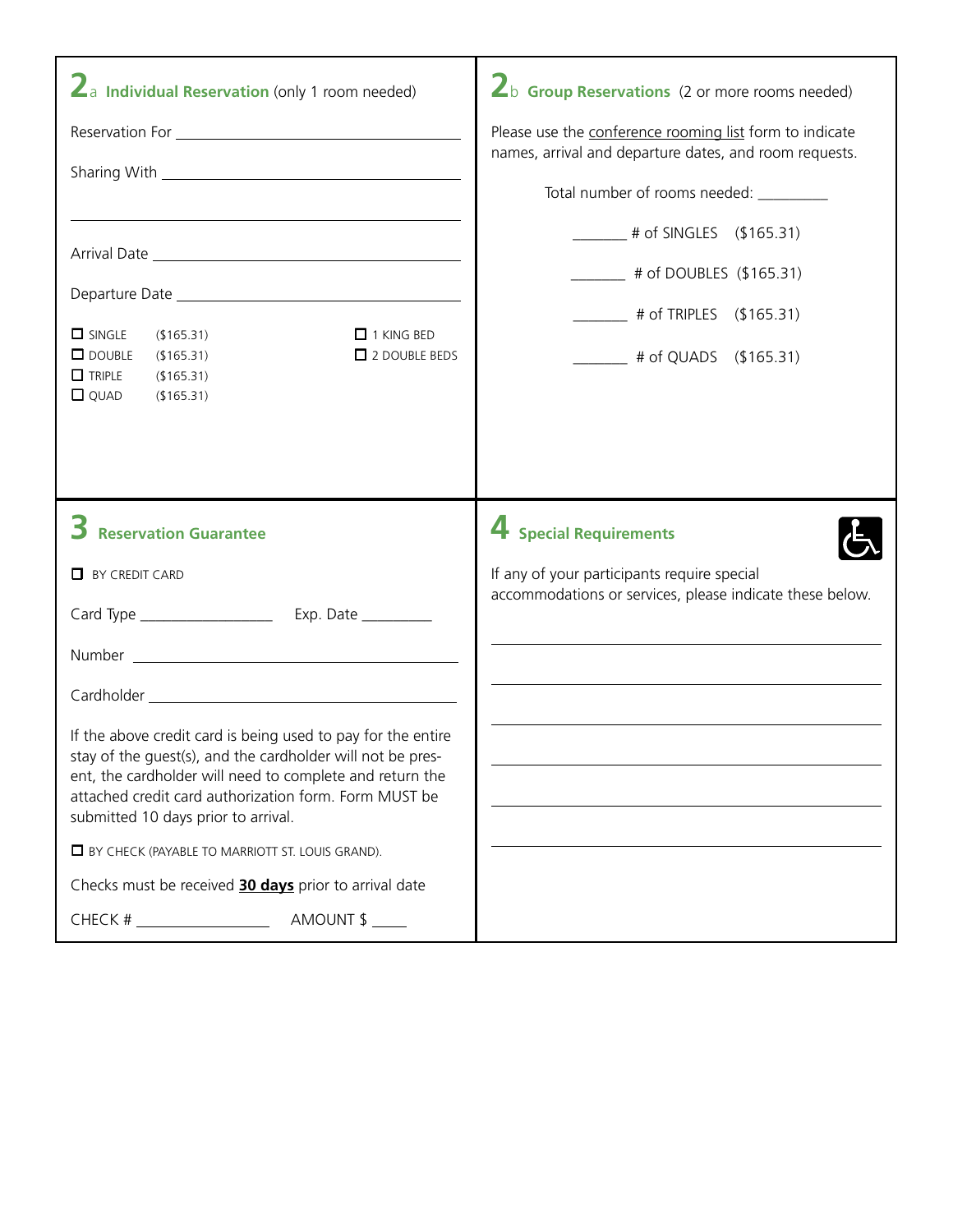## 2a Individual Reservation (only 1 room needed)

Reservation For ____________________

Sharing With ____________________

____________________

Arrival Date ____________________

Departure Date ____________________

☐ SINGLE ($165.31)
☐ DOUBLE ($165.31)
☐ TRIPLE ($165.31)
☐ QUAD ($165.31)

☐ 1 KING BED
☐ 2 DOUBLE BEDS

## 2b Group Reservations (2 or more rooms needed)

Please use the conference rooming list form to indicate names, arrival and departure dates, and room requests.

Total number of rooms needed: _________

_______ # of SINGLES ($165.31)

_______ # of DOUBLES ($165.31)

_______ # of TRIPLES ($165.31)

_______ # of QUADS ($165.31)

## 3 Reservation Guarantee

☐ BY CREDIT CARD

Card Type _________________ Exp. Date _________

Number ____________________

Cardholder ____________________

If the above credit card is being used to pay for the entire stay of the guest(s), and the cardholder will not be present, the cardholder will need to complete and return the attached credit card authorization form. Form MUST be submitted 10 days prior to arrival.

☐ BY CHECK (PAYABLE TO MARRIOTT ST. LOUIS GRAND).

Checks must be received **30 days** prior to arrival date

CHECK # _________________ AMOUNT $ _____

## 4 Special Requirements

If any of your participants require special accommodations or services, please indicate these below.

____________________

____________________

____________________

____________________

____________________

____________________